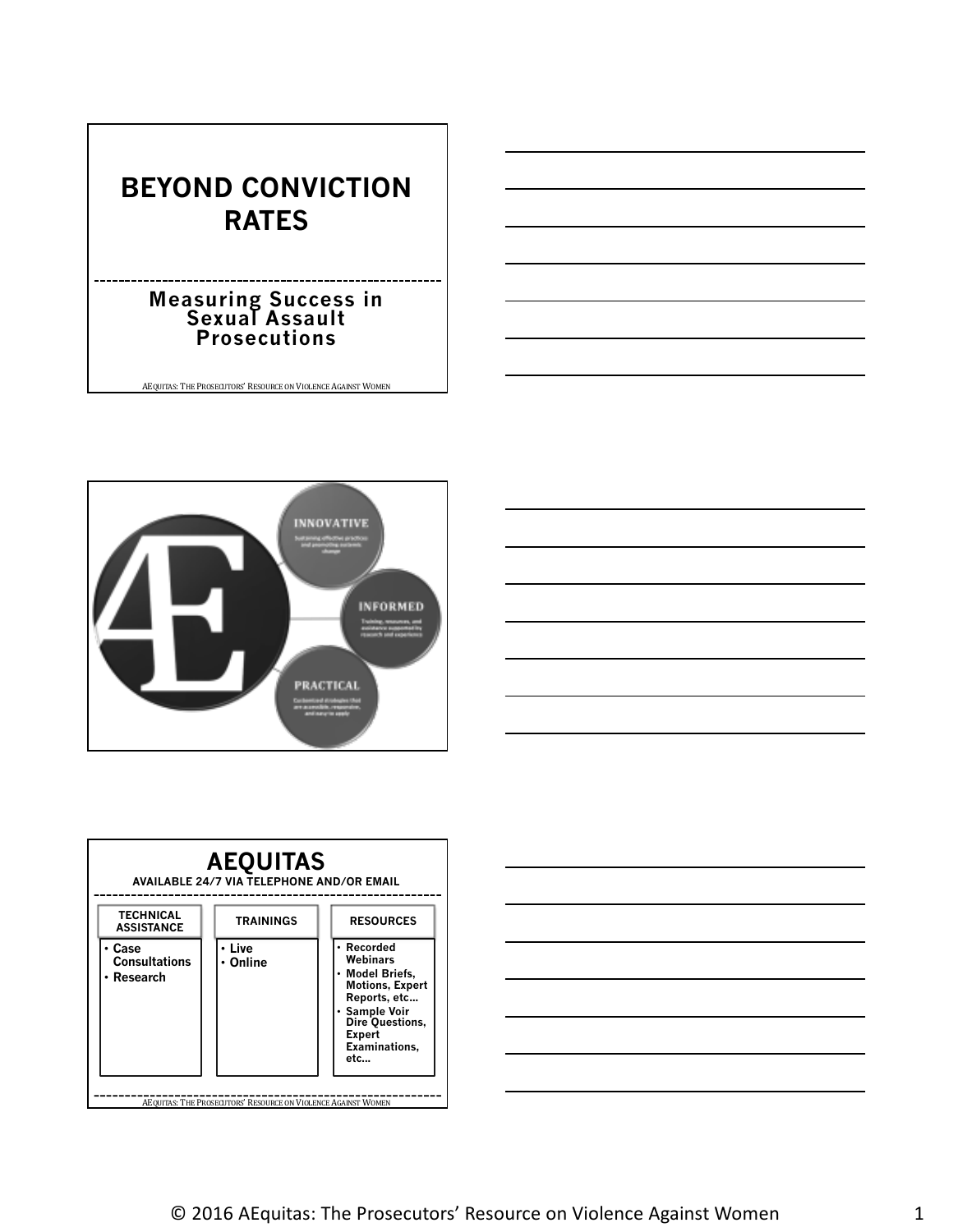# BEYOND CONVICTION RATES

## Measuring Success in Sexual Assault Prosecutions

AEQUITAS: THE PROSECUTORS' RESOURCE ON VIOLENCE AGAINST WOMEN

**INNOVATIVE**

Sustaining effective practices and promoting systemic change

**INFORMED**

Training, resources, and assistance supported by research and experience

**PRACTICAL**

Customized strategies that are accessible, responsive, and easy to apply

## AEQUITAS

**AVAILABLE 24/7 VIA TELEPHONE AND/OR EMAIL**

| TECHNICAL ASSISTANCE | TRAININGS | RESOURCES |
|---|---|---|
| • Case Consultations<br>• Research | • Live<br>• Online | • Recorded Webinars<br>• Model Briefs, Motions, Expert Reports, etc…<br>• Sample Voir Dire Questions, Expert Examinations, etc… |

AEQUITAS: THE PROSECUTORS' RESOURCE ON VIOLENCE AGAINST WOMEN

© 2016 AEquitas: The Prosecutors' Resource on Violence Against Women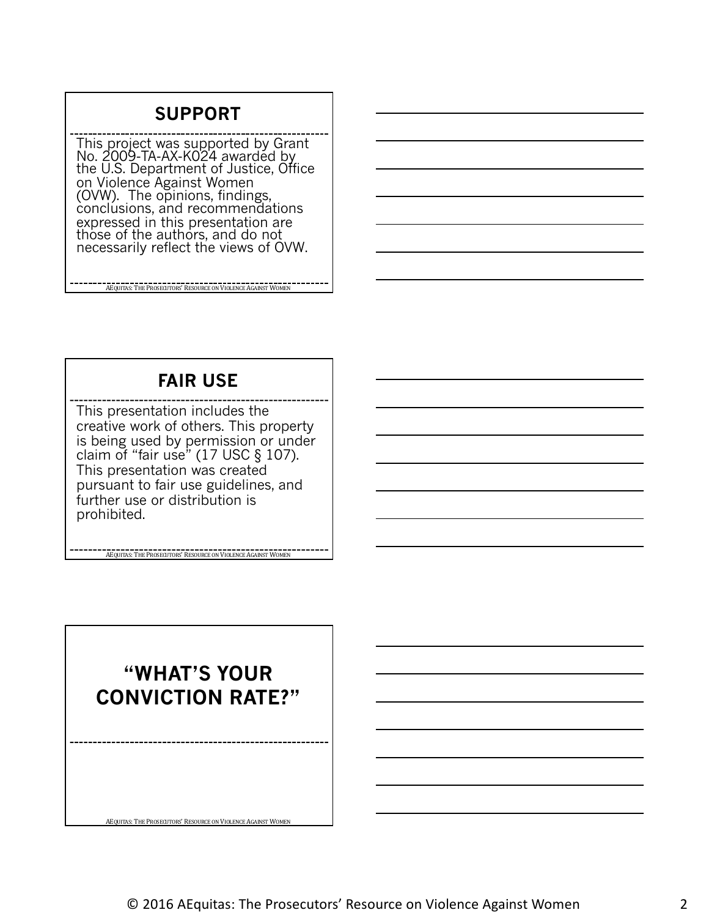## SUPPORT

This project was supported by Grant No. 2009-TA-AX-K024 awarded by the U.S. Department of Justice, Office on Violence Against Women (OVW). The opinions, findings, conclusions, and recommendations expressed in this presentation are those of the authors, and do not necessarily reflect the views of OVW.

AEQUITAS: THE PROSECUTORS' RESOURCE ON VIOLENCE AGAINST WOMEN

## FAIR USE

This presentation includes the creative work of others. This property is being used by permission or under claim of "fair use" (17 USC § 107). This presentation was created pursuant to fair use guidelines, and further use or distribution is prohibited.

AEQUITAS: THE PROSECUTORS' RESOURCE ON VIOLENCE AGAINST WOMEN

## "WHAT'S YOUR CONVICTION RATE?"

AEQUITAS: THE PROSECUTORS' RESOURCE ON VIOLENCE AGAINST WOMEN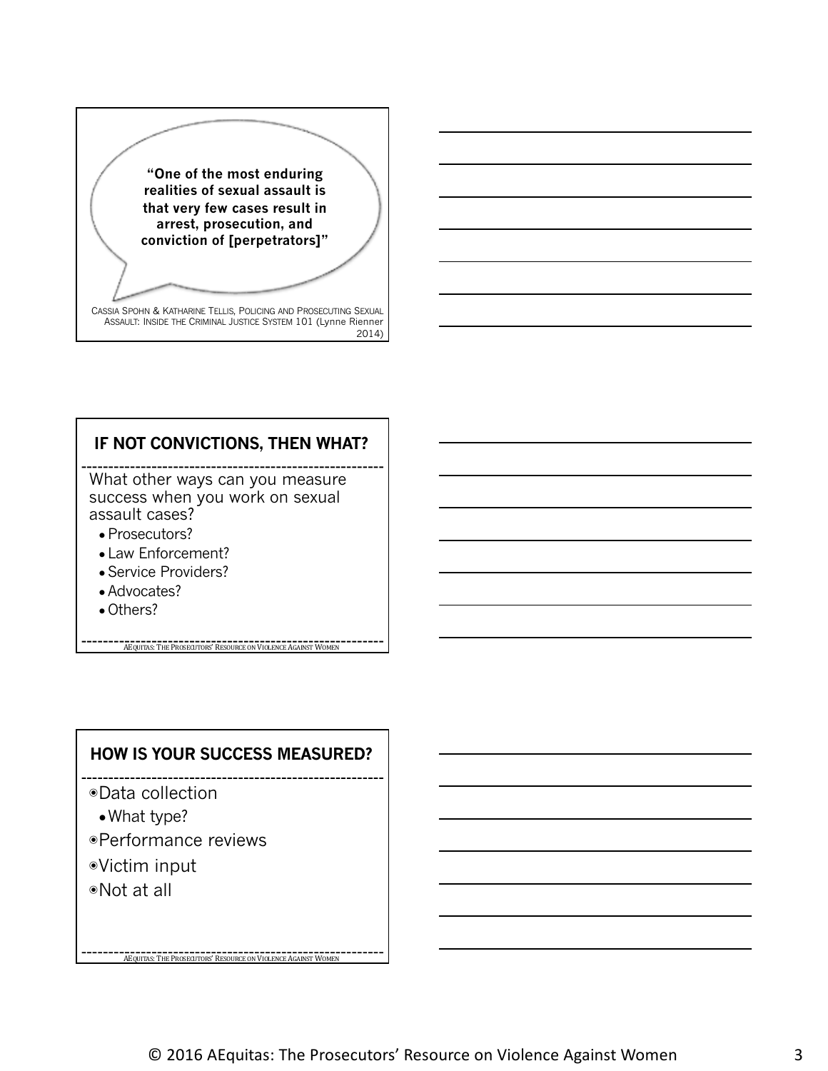> **"One of the most enduring realities of sexual assault is that very few cases result in arrest, prosecution, and conviction of [perpetrators]"**

CASSIA SPOHN & KATHARINE TELLIS, POLICING AND PROSECUTING SEXUAL ASSAULT: INSIDE THE CRIMINAL JUSTICE SYSTEM 101 (Lynne Rienner 2014)

## IF NOT CONVICTIONS, THEN WHAT?

What other ways can you measure success when you work on sexual assault cases?

- Prosecutors?
- Law Enforcement?
- Service Providers?
- Advocates?
- Others?

AEQUITAS: THE PROSECUTORS' RESOURCE ON VIOLENCE AGAINST WOMEN

## HOW IS YOUR SUCCESS MEASURED?

- Data collection
  - What type?
- Performance reviews
- Victim input
- Not at all

AEQUITAS: THE PROSECUTORS' RESOURCE ON VIOLENCE AGAINST WOMEN

© 2016 AEquitas: The Prosecutors' Resource on Violence Against Women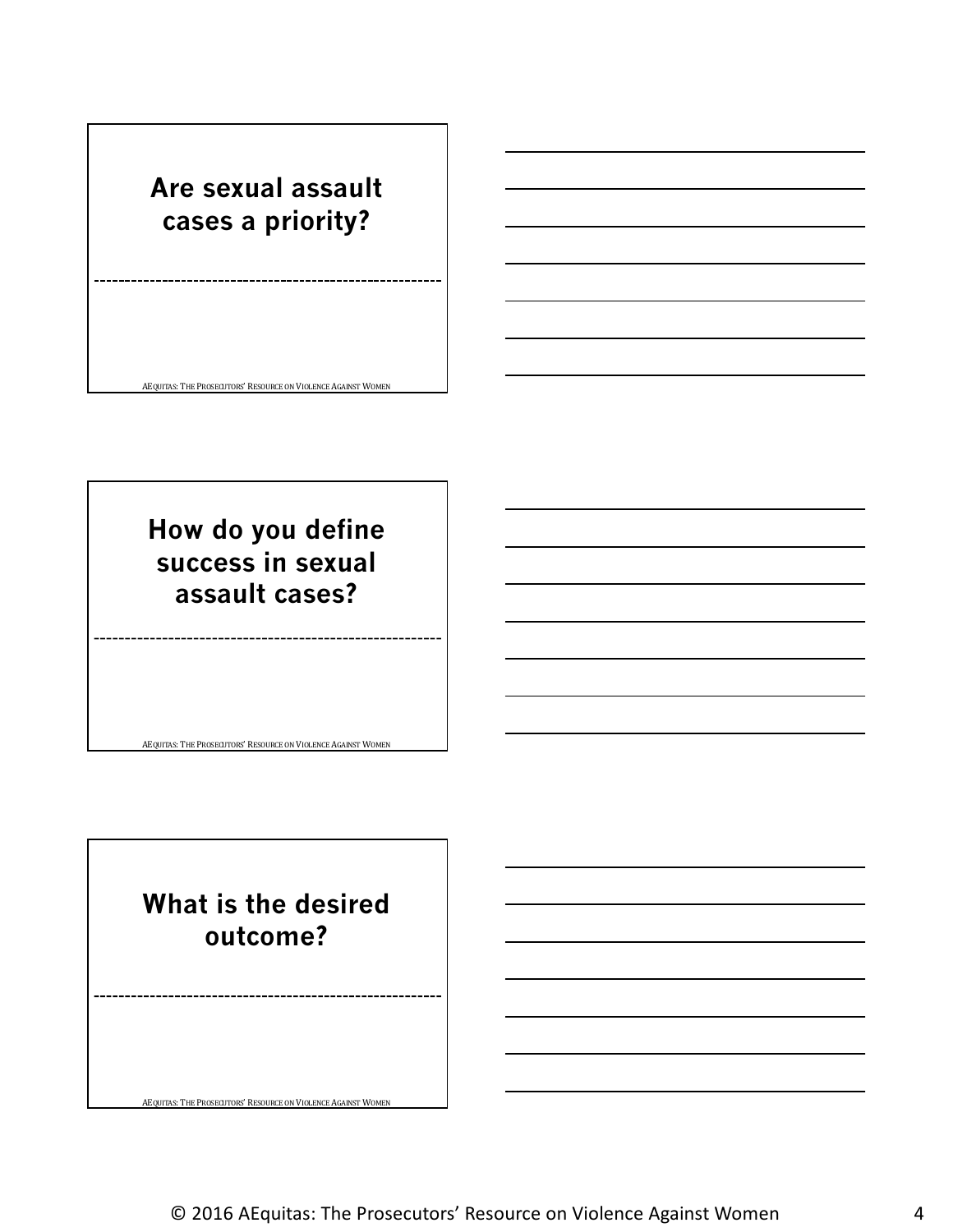## Are sexual assault cases a priority?

AEQUITAS: THE PROSECUTORS' RESOURCE ON VIOLENCE AGAINST WOMEN

## How do you define success in sexual assault cases?

AEQUITAS: THE PROSECUTORS' RESOURCE ON VIOLENCE AGAINST WOMEN

## What is the desired outcome?

AEQUITAS: THE PROSECUTORS' RESOURCE ON VIOLENCE AGAINST WOMEN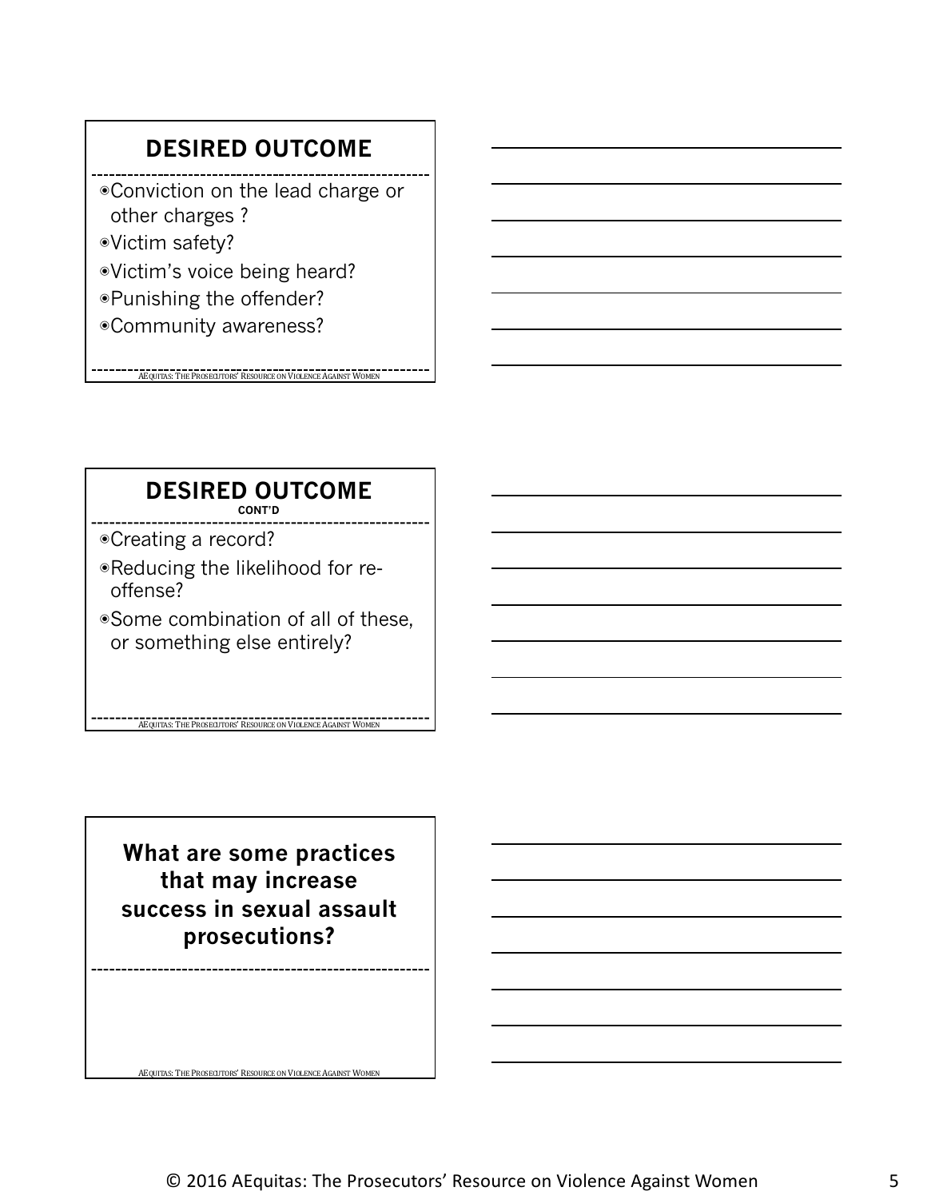## DESIRED OUTCOME

- Conviction on the lead charge or other charges ?
- Victim safety?
- Victim's voice being heard?
- Punishing the offender?
- Community awareness?

AEQUITAS: THE PROSECUTORS' RESOURCE ON VIOLENCE AGAINST WOMEN

## DESIRED OUTCOME CONT'D

- Creating a record?
- Reducing the likelihood for re-offense?
- Some combination of all of these, or something else entirely?

AEQUITAS: THE PROSECUTORS' RESOURCE ON VIOLENCE AGAINST WOMEN

## What are some practices that may increase success in sexual assault prosecutions?

AEQUITAS: THE PROSECUTORS' RESOURCE ON VIOLENCE AGAINST WOMEN

© 2016 AEquitas: The Prosecutors' Resource on Violence Against Women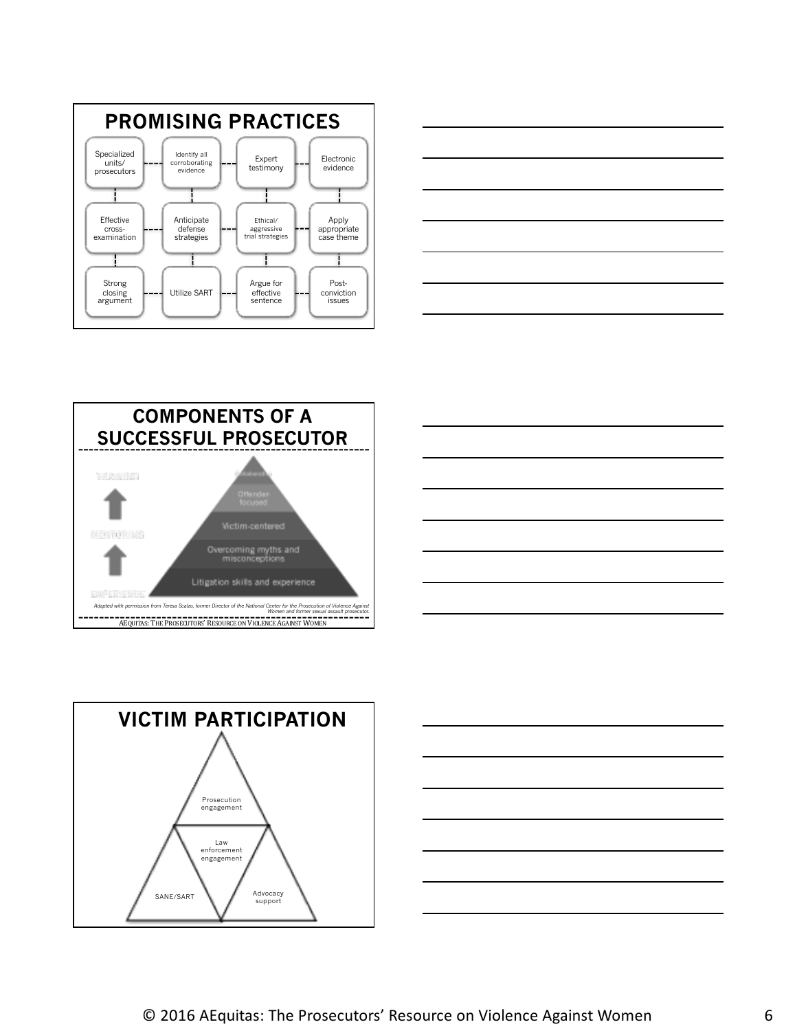## PROMISING PRACTICES

- Specialized units/ prosecutors
- Identify all corroborating evidence
- Expert testimony
- Electronic evidence
- Effective cross-examination
- Anticipate defense strategies
- Ethical/ aggressive trial strategies
- Apply appropriate case theme
- Strong closing argument
- Utilize SART
- Argue for effective sentence
- Post-conviction issues

## COMPONENTS OF A SUCCESSFUL PROSECUTOR

- Collaborative
- Offender-focused
- Victim-centered
- Overcoming myths and misconceptions
- Litigation skills and experience

TRAINING ↑ MENTORING ↑ EXPERIENCE

*Adapted with permission from Teresa Scalzo, former Director of the National Center for the Prosecution of Violence Against Women and former sexual assault prosecutor.*

AEquitas: The Prosecutors' Resource on Violence Against Women

## VICTIM PARTICIPATION

- Prosecution engagement
- Law enforcement engagement
- SANE/SART
- Advocacy support

© 2016 AEquitas: The Prosecutors' Resource on Violence Against Women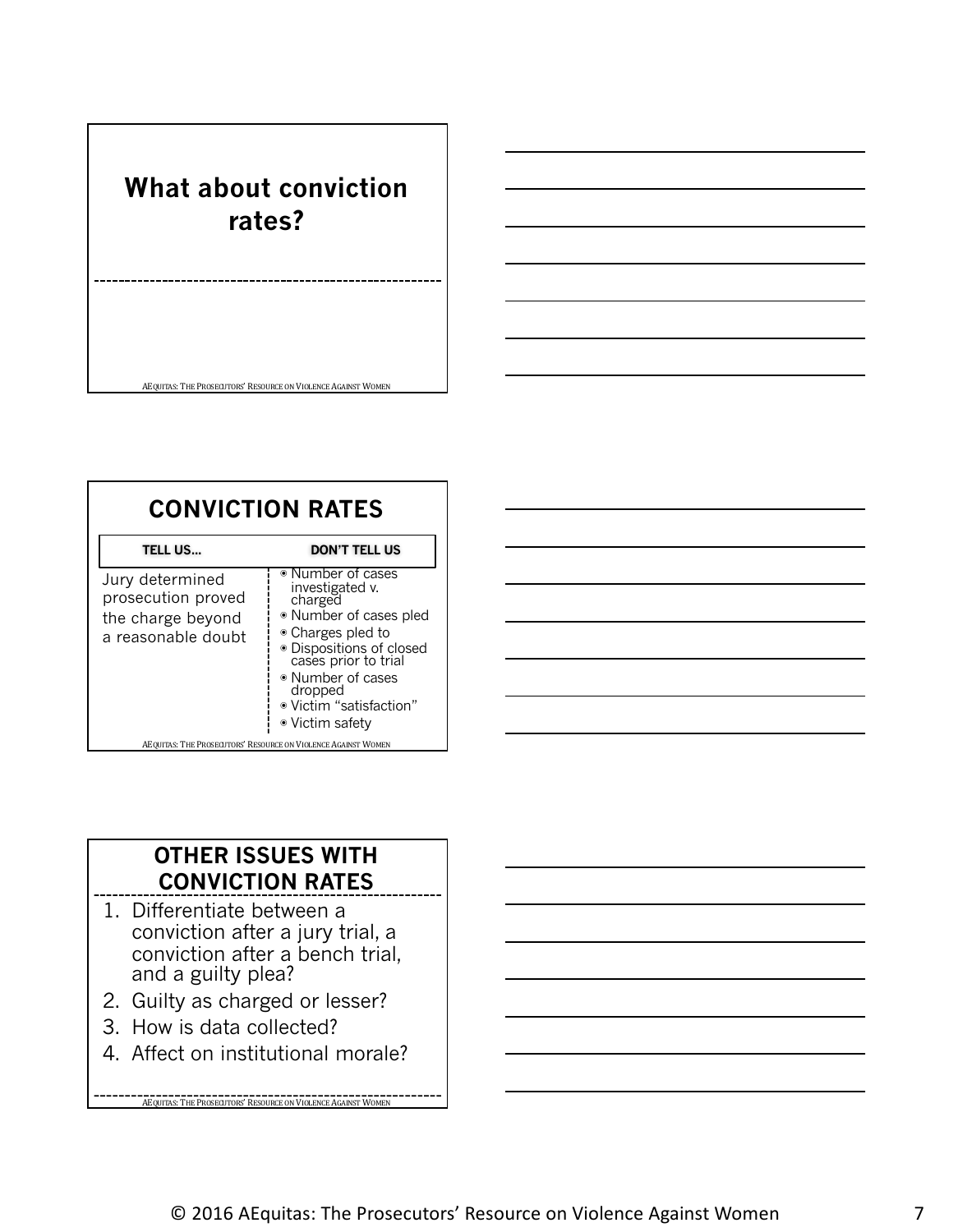# What about conviction rates?

AEquitas: The Prosecutors' Resource on Violence Against Women

# CONVICTION RATES

| TELL US… | DON'T TELL US |
|---|---|
| Jury determined prosecution proved the charge beyond a reasonable doubt | • Number of cases investigated v. charged<br>• Number of cases pled<br>• Charges pled to<br>• Dispositions of closed cases prior to trial<br>• Number of cases dropped<br>• Victim "satisfaction"<br>• Victim safety |

AEquitas: The Prosecutors' Resource on Violence Against Women

# OTHER ISSUES WITH CONVICTION RATES

1. Differentiate between a conviction after a jury trial, a conviction after a bench trial, and a guilty plea?
2. Guilty as charged or lesser?
3. How is data collected?
4. Affect on institutional morale?

AEquitas: The Prosecutors' Resource on Violence Against Women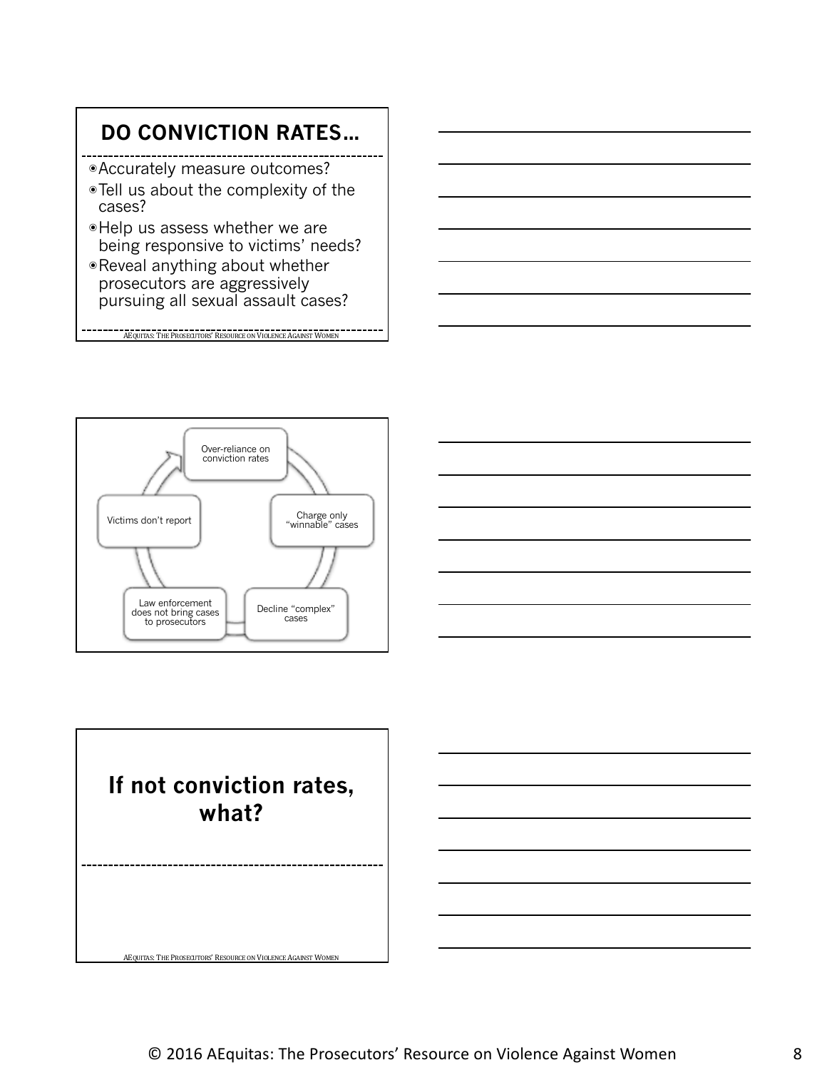## DO CONVICTION RATES…

- Accurately measure outcomes?
- Tell us about the complexity of the cases?
- Help us assess whether we are being responsive to victims' needs?
- Reveal anything about whether prosecutors are aggressively pursuing all sexual assault cases?

AEQUITAS: THE PROSECUTORS' RESOURCE ON VIOLENCE AGAINST WOMEN

Over-reliance on conviction rates

Charge only "winnable" cases

Decline "complex" cases

Law enforcement does not bring cases to prosecutors

Victims don't report

## If not conviction rates, what?

AEQUITAS: THE PROSECUTORS' RESOURCE ON VIOLENCE AGAINST WOMEN

© 2016 AEquitas: The Prosecutors' Resource on Violence Against Women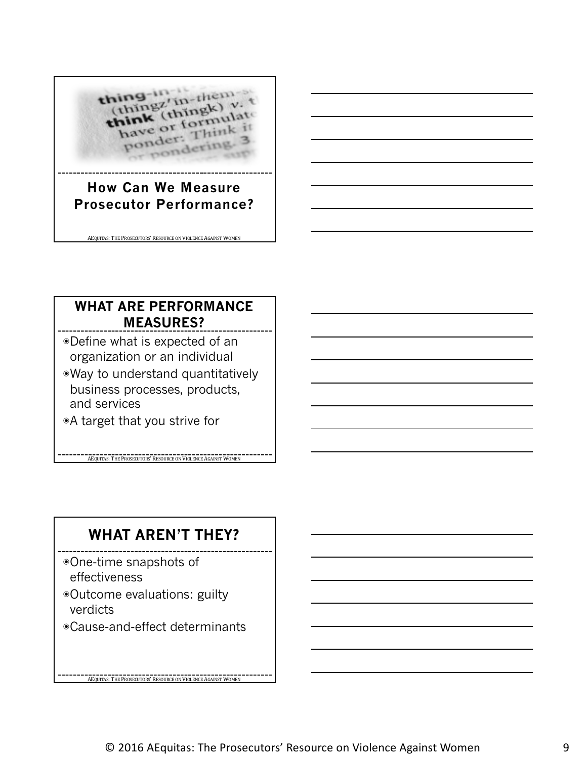## How Can We Measure Prosecutor Performance?

AEquitas: The Prosecutors' Resource on Violence Against Women

## WHAT ARE PERFORMANCE MEASURES?

- Define what is expected of an organization or an individual
- Way to understand quantitatively business processes, products, and services
- A target that you strive for

AEquitas: The Prosecutors' Resource on Violence Against Women

## WHAT AREN'T THEY?

- One-time snapshots of effectiveness
- Outcome evaluations: guilty verdicts
- Cause-and-effect determinants

AEquitas: The Prosecutors' Resource on Violence Against Women

© 2016 AEquitas: The Prosecutors' Resource on Violence Against Women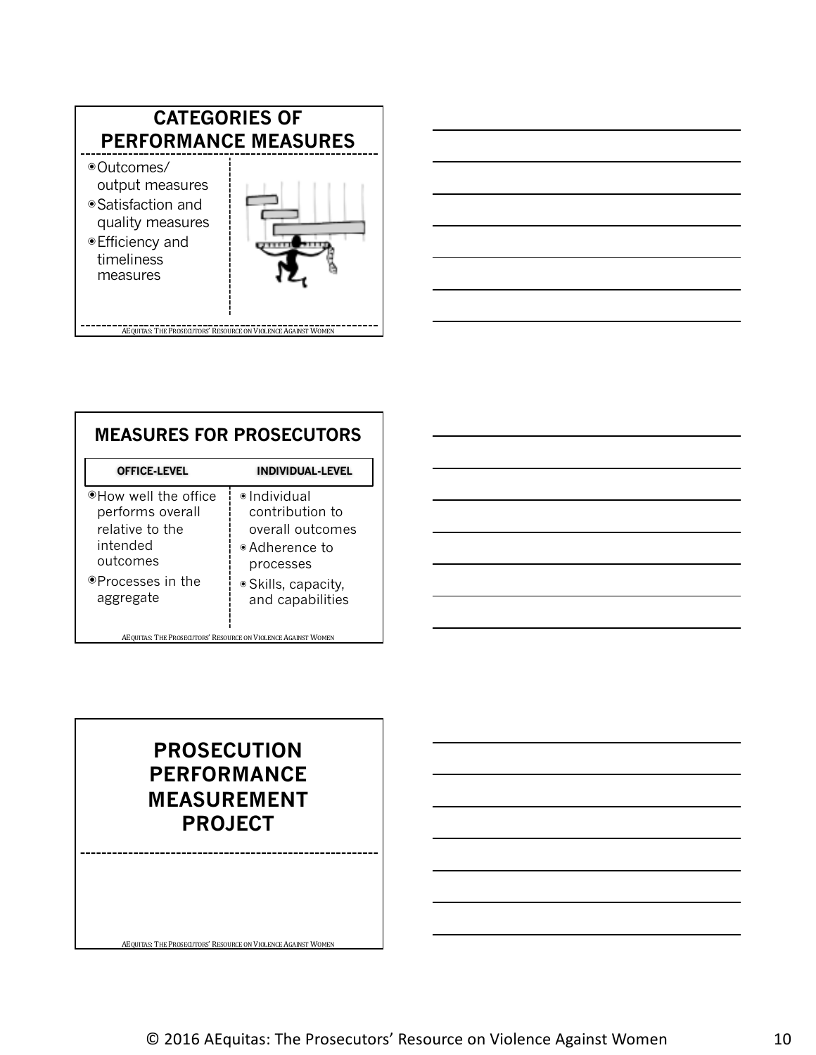## CATEGORIES OF PERFORMANCE MEASURES

- Outcomes/ output measures
- Satisfaction and quality measures
- Efficiency and timeliness measures

AEQUITAS: THE PROSECUTORS' RESOURCE ON VIOLENCE AGAINST WOMEN

## MEASURES FOR PROSECUTORS

| OFFICE-LEVEL | INDIVIDUAL-LEVEL |
|---|---|
| How well the office performs overall relative to the intended outcomes; Processes in the aggregate | Individual contribution to overall outcomes; Adherence to processes; Skills, capacity, and capabilities |

AEQUITAS: THE PROSECUTORS' RESOURCE ON VIOLENCE AGAINST WOMEN

## PROSECUTION PERFORMANCE MEASUREMENT PROJECT

AEQUITAS: THE PROSECUTORS' RESOURCE ON VIOLENCE AGAINST WOMEN

© 2016 AEquitas: The Prosecutors' Resource on Violence Against Women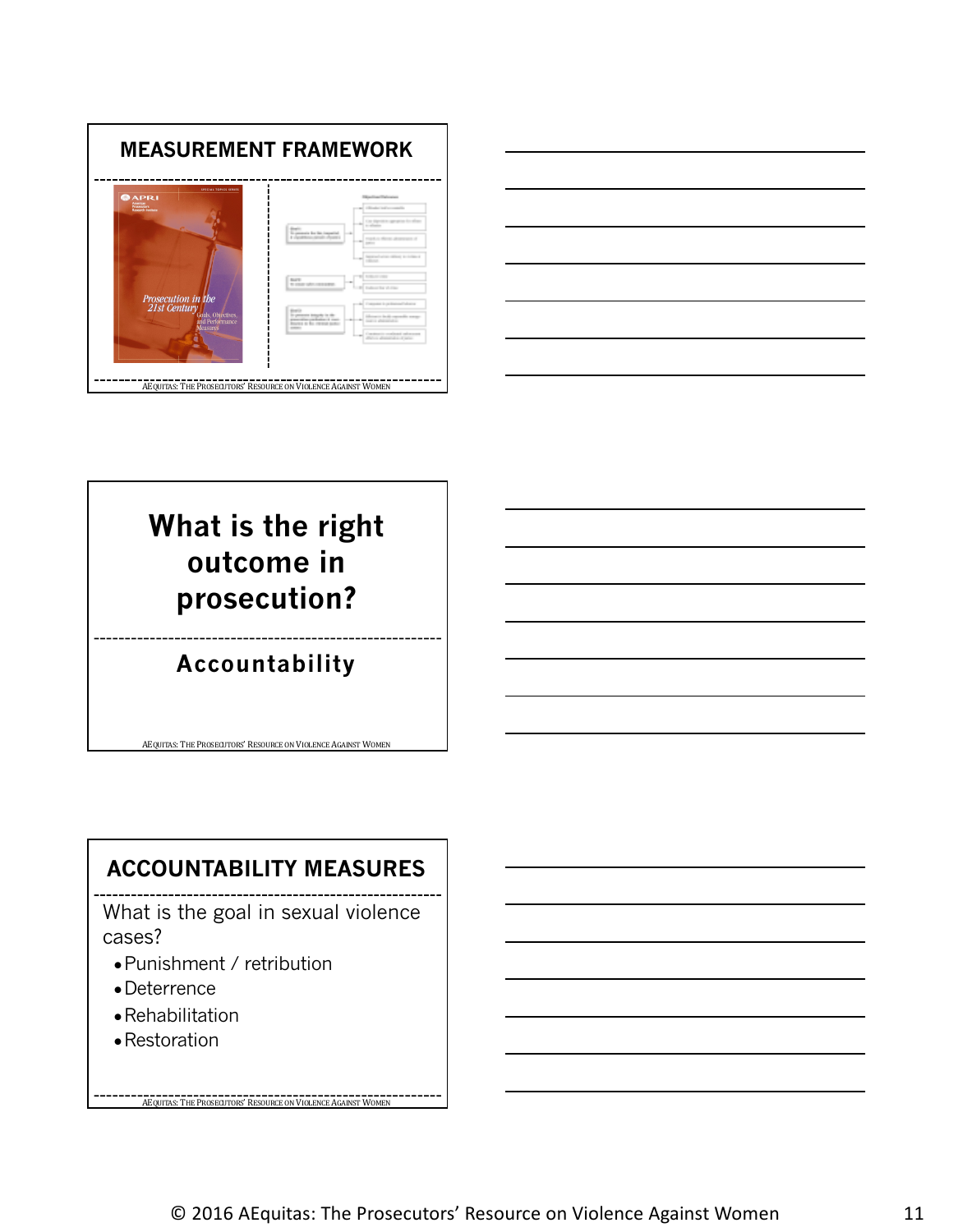## MEASUREMENT FRAMEWORK

## What is the right outcome in prosecution?

Accountability

## ACCOUNTABILITY MEASURES

What is the goal in sexual violence cases?

- Punishment / retribution
- Deterrence
- Rehabilitation
- Restoration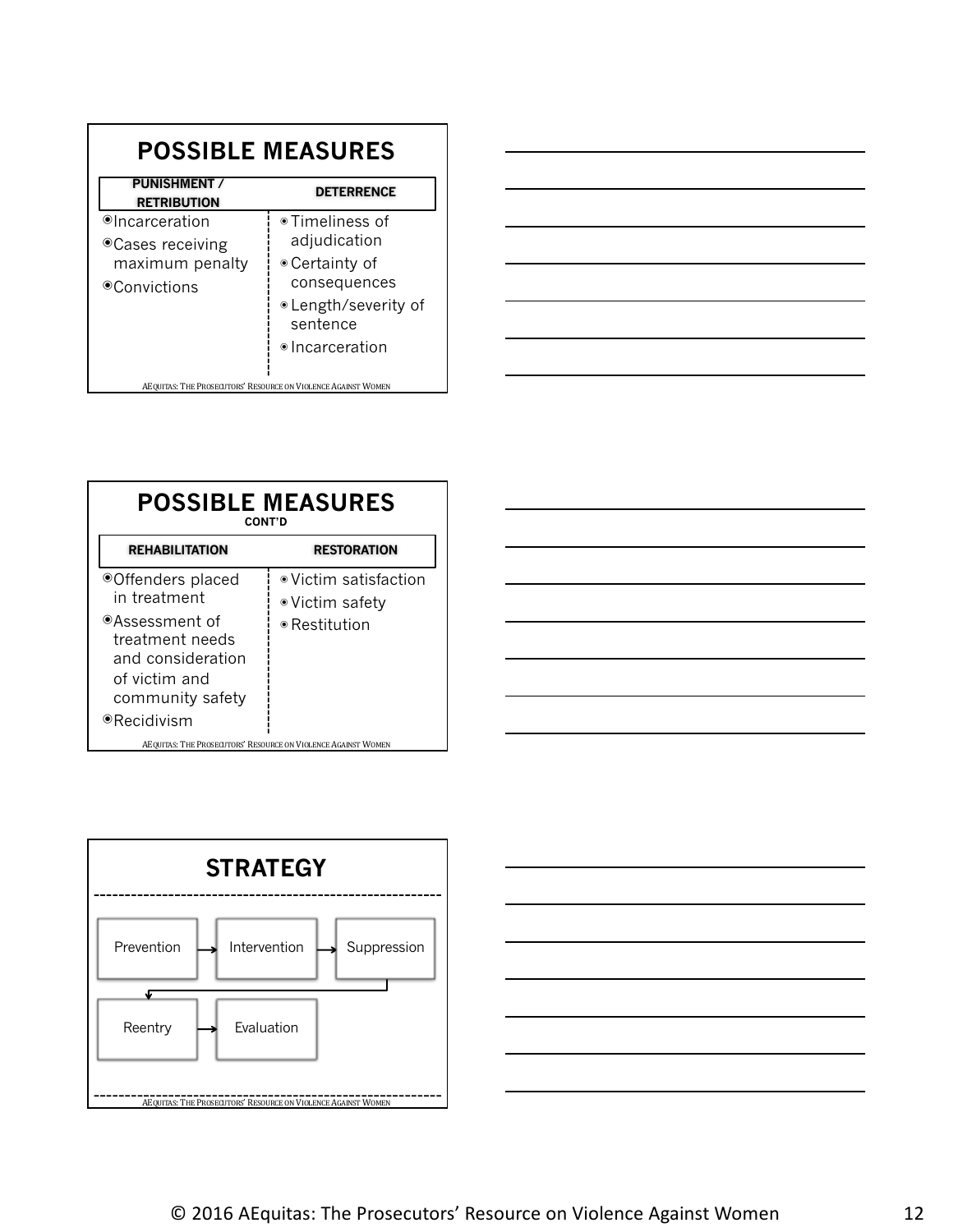## POSSIBLE MEASURES

| PUNISHMENT / RETRIBUTION | DETERRENCE |
|---|---|
| Incarceration | Timeliness of adjudication |
| Cases receiving maximum penalty | Certainty of consequences |
| Convictions | Length/severity of sentence |
| | Incarceration |

AEquitas: The Prosecutors' Resource on Violence Against Women

## POSSIBLE MEASURES
CONT'D

| REHABILITATION | RESTORATION |
|---|---|
| Offenders placed in treatment | Victim satisfaction |
| Assessment of treatment needs and consideration of victim and community safety | Victim safety |
| Recidivism | Restitution |

AEquitas: The Prosecutors' Resource on Violence Against Women

## STRATEGY

Prevention → Intervention → Suppression → Reentry → Evaluation

AEquitas: The Prosecutors' Resource on Violence Against Women

© 2016 AEquitas: The Prosecutors' Resource on Violence Against Women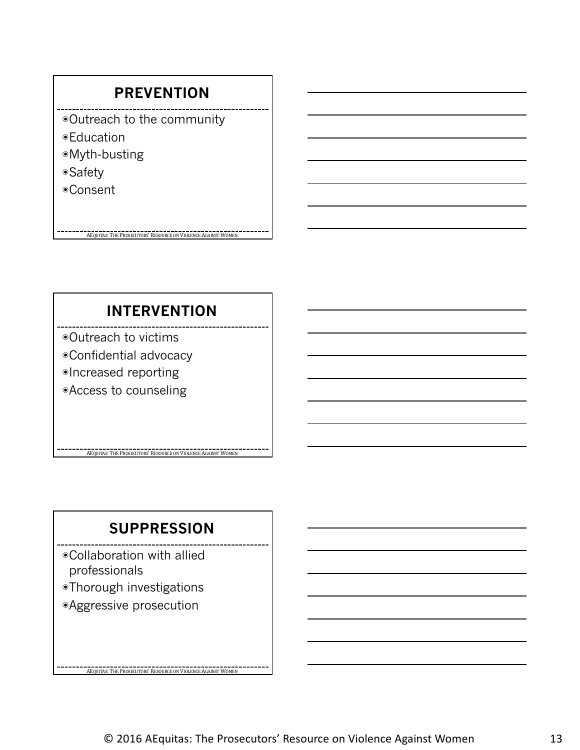## PREVENTION

- Outreach to the community
- Education
- Myth-busting
- Safety
- Consent

AEquitas: The Prosecutors' Resource on Violence Against Women

## INTERVENTION

- Outreach to victims
- Confidential advocacy
- Increased reporting
- Access to counseling

AEquitas: The Prosecutors' Resource on Violence Against Women

## SUPPRESSION

- Collaboration with allied professionals
- Thorough investigations
- Aggressive prosecution

AEquitas: The Prosecutors' Resource on Violence Against Women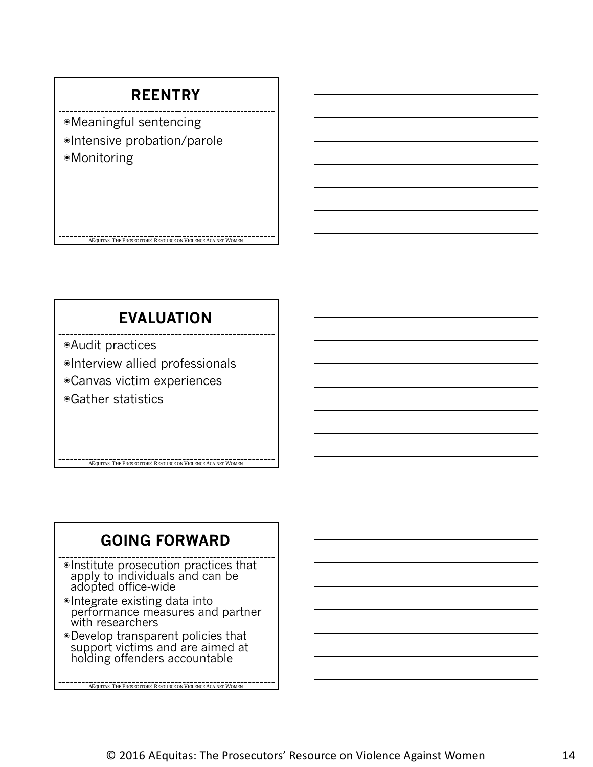## REENTRY

- Meaningful sentencing
- Intensive probation/parole
- Monitoring

AEQUITAS: THE PROSECUTORS' RESOURCE ON VIOLENCE AGAINST WOMEN

## EVALUATION

- Audit practices
- Interview allied professionals
- Canvas victim experiences
- Gather statistics

AEQUITAS: THE PROSECUTORS' RESOURCE ON VIOLENCE AGAINST WOMEN

## GOING FORWARD

- Institute prosecution practices that apply to individuals and can be adopted office-wide
- Integrate existing data into performance measures and partner with researchers
- Develop transparent policies that support victims and are aimed at holding offenders accountable

AEQUITAS: THE PROSECUTORS' RESOURCE ON VIOLENCE AGAINST WOMEN

© 2016 AEquitas: The Prosecutors' Resource on Violence Against Women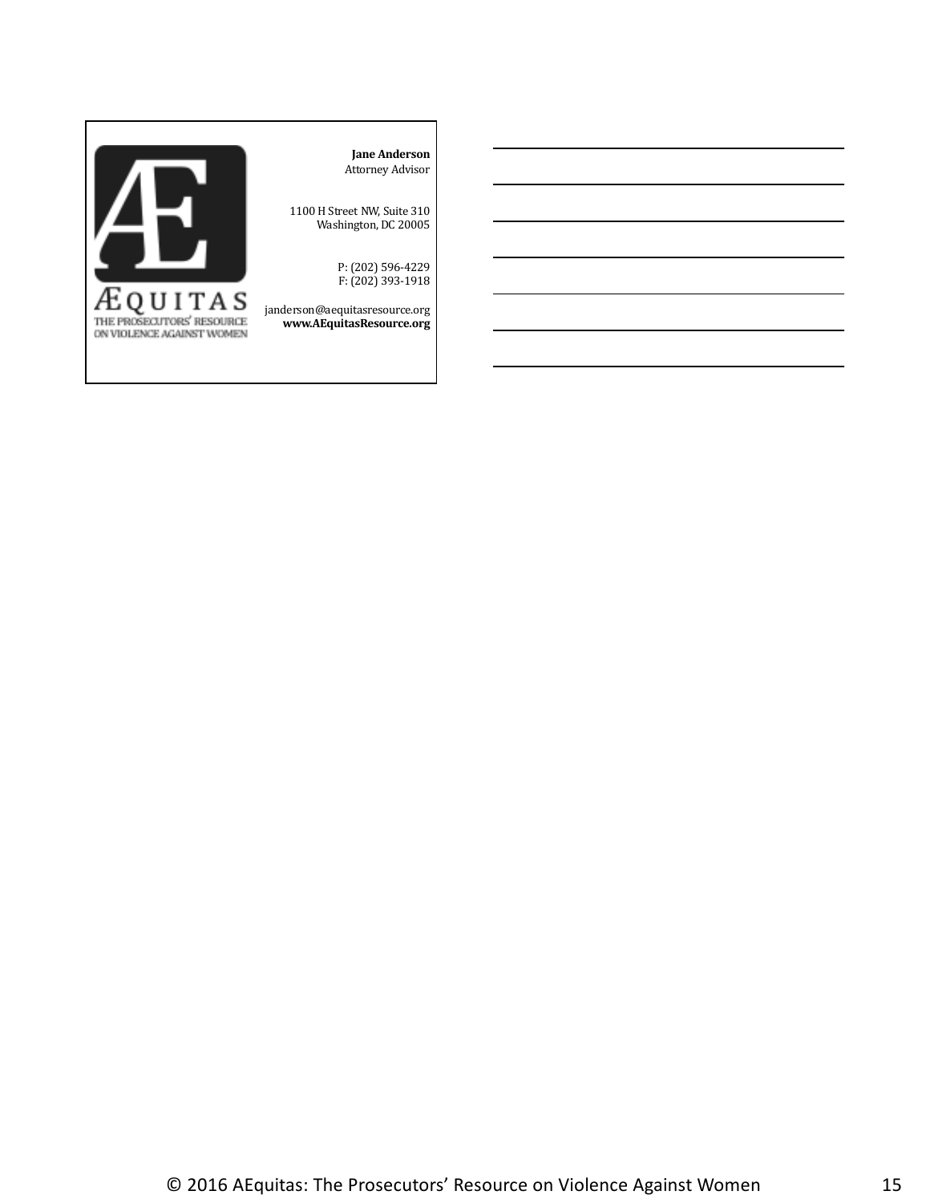ÆQUITAS
THE PROSECUTORS' RESOURCE ON VIOLENCE AGAINST WOMEN

**Jane Anderson**
Attorney Advisor

1100 H Street NW, Suite 310
Washington, DC 20005

P: (202) 596-4229
F: (202) 393-1918

janderson@aequitasresource.org
**www.AEquitasResource.org**